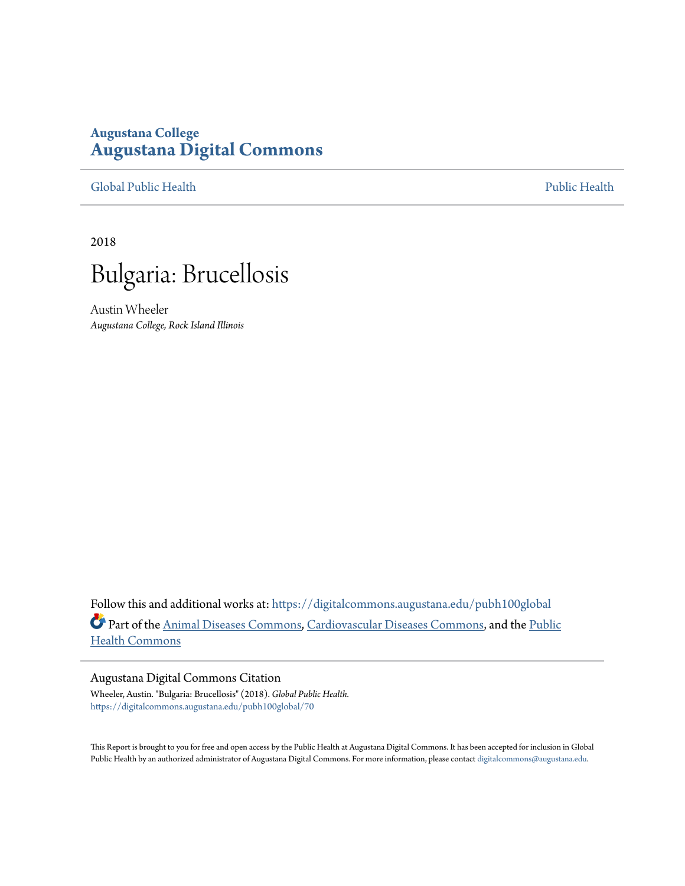Augustana College
# Augustana Digital Commons

Global Public Health | Public Health

2018

# Bulgaria: Brucellosis

Austin Wheeler
*Augustana College, Rock Island Illinois*

Follow this and additional works at: https://digitalcommons.augustana.edu/pubh100global

Part of the Animal Diseases Commons, Cardiovascular Diseases Commons, and the Public Health Commons

Augustana Digital Commons Citation
Wheeler, Austin. "Bulgaria: Brucellosis" (2018). *Global Public Health.*
https://digitalcommons.augustana.edu/pubh100global/70

This Report is brought to you for free and open access by the Public Health at Augustana Digital Commons. It has been accepted for inclusion in Global Public Health by an authorized administrator of Augustana Digital Commons. For more information, please contact digitalcommons@augustana.edu.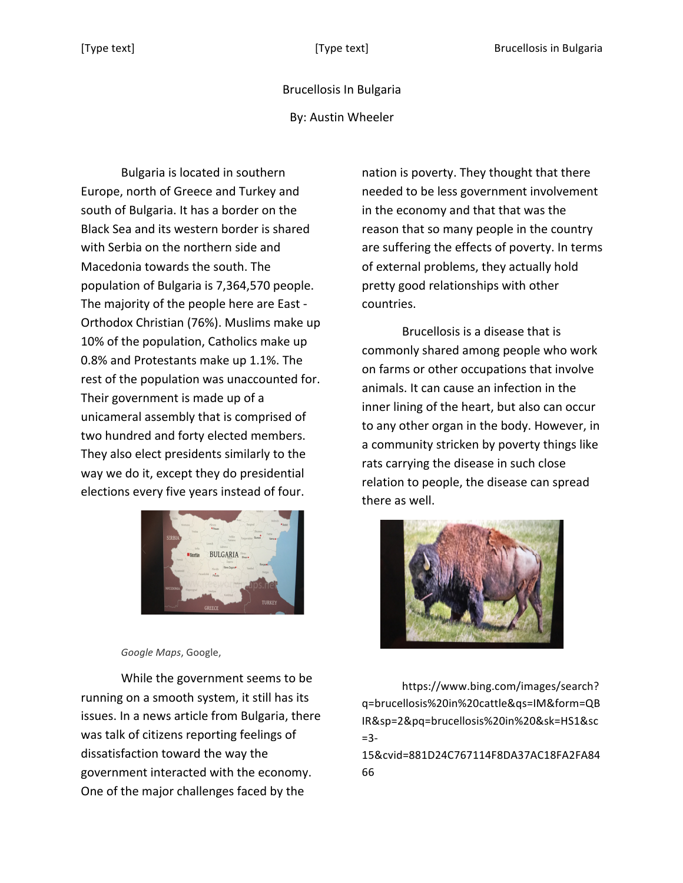Brucellosis In Bulgaria

By: Austin Wheeler

Bulgaria is located in southern Europe, north of Greece and Turkey and south of Bulgaria. It has a border on the Black Sea and its western border is shared with Serbia on the northern side and Macedonia towards the south. The population of Bulgaria is 7,364,570 people. The majority of the people here are East - Orthodox Christian (76%). Muslims make up 10% of the population, Catholics make up 0.8% and Protestants make up 1.1%. The rest of the population was unaccounted for. Their government is made up of a unicameral assembly that is comprised of two hundred and forty elected members. They also elect presidents similarly to the way we do it, except they do presidential elections every five years instead of four.

*Google Maps*, Google,

While the government seems to be running on a smooth system, it still has its issues. In a news article from Bulgaria, there was talk of citizens reporting feelings of dissatisfaction toward the way the government interacted with the economy. One of the major challenges faced by the nation is poverty. They thought that there needed to be less government involvement in the economy and that that was the reason that so many people in the country are suffering the effects of poverty. In terms of external problems, they actually hold pretty good relationships with other countries.

Brucellosis is a disease that is commonly shared among people who work on farms or other occupations that involve animals. It can cause an infection in the inner lining of the heart, but also can occur to any other organ in the body. However, in a community stricken by poverty things like rats carrying the disease in such close relation to people, the disease can spread there as well.

https://www.bing.com/images/search?q=brucellosis%20in%20cattle&qs=IM&form=QBIR&sp=2&pq=brucellosis%20in%20&sk=HS1&sc=3-15&cvid=881D24C767114F8DA37AC18FA2FA8466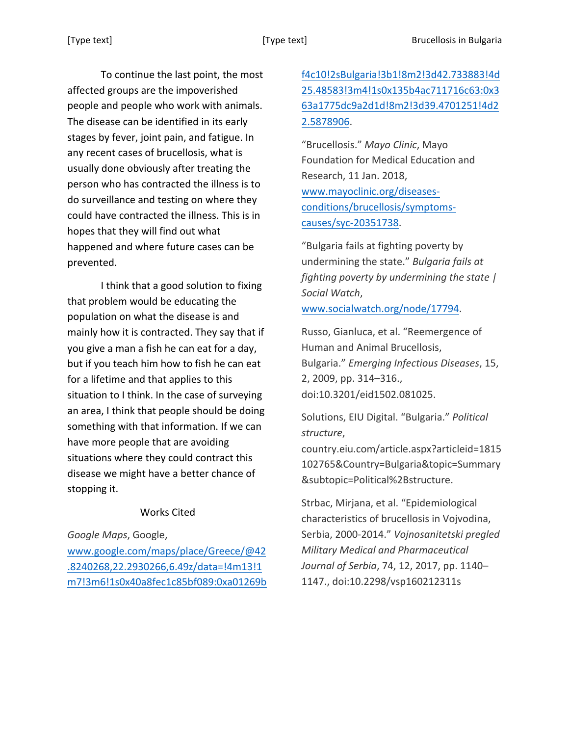To continue the last point, the most affected groups are the impoverished people and people who work with animals. The disease can be identified in its early stages by fever, joint pain, and fatigue. In any recent cases of brucellosis, what is usually done obviously after treating the person who has contracted the illness is to do surveillance and testing on where they could have contracted the illness. This is in hopes that they will find out what happened and where future cases can be prevented.

I think that a good solution to fixing that problem would be educating the population on what the disease is and mainly how it is contracted. They say that if you give a man a fish he can eat for a day, but if you teach him how to fish he can eat for a lifetime and that applies to this situation to I think. In the case of surveying an area, I think that people should be doing something with that information. If we can have more people that are avoiding situations where they could contract this disease we might have a better chance of stopping it.

Works Cited

*Google Maps*, Google, www.google.com/maps/place/Greece/@42.8240268,22.2930266,6.49z/data=!4m13!1m7!3m6!1s0x40a8fec1c85bf089:0xa01269bf4c10!2sBulgaria!3b1!8m2!3d42.733883!4d25.48583!3m4!1s0x135b4ac711716c63:0x363a1775dc9a2d1d!8m2!3d39.4701251!4d22.5878906.

"Brucellosis." *Mayo Clinic*, Mayo Foundation for Medical Education and Research, 11 Jan. 2018, www.mayoclinic.org/diseases-conditions/brucellosis/symptoms-causes/syc-20351738.

"Bulgaria fails at fighting poverty by undermining the state." *Bulgaria fails at fighting poverty by undermining the state | Social Watch*, www.socialwatch.org/node/17794.

Russo, Gianluca, et al. "Reemergence of Human and Animal Brucellosis, Bulgaria." *Emerging Infectious Diseases*, 15, 2, 2009, pp. 314–316., doi:10.3201/eid1502.081025.

Solutions, EIU Digital. "Bulgaria." *Political structure*, country.eiu.com/article.aspx?articleid=1815102765&Country=Bulgaria&topic=Summary&subtopic=Political%2Bstructure.

Strbac, Mirjana, et al. "Epidemiological characteristics of brucellosis in Vojvodina, Serbia, 2000-2014." *Vojnosanitetski pregled Military Medical and Pharmaceutical Journal of Serbia*, 74, 12, 2017, pp. 1140–1147., doi:10.2298/vsp160212311s